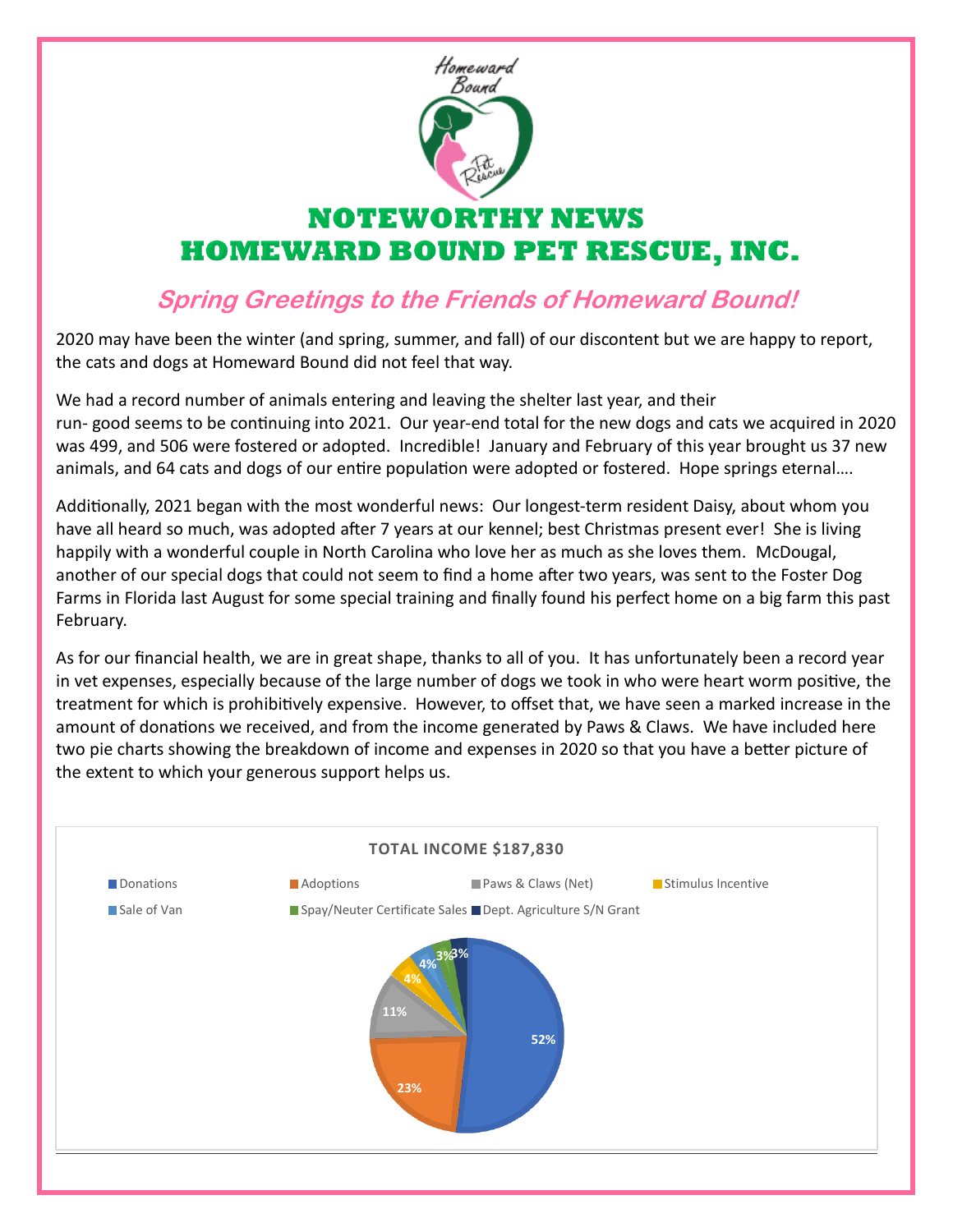# NOTEWORTHY NEWS
# HOMEWARD BOUND PET RESCUE, INC.

## *Spring Greetings to the Friends of Homeward Bound!*

2020 may have been the winter (and spring, summer, and fall) of our discontent but we are happy to report, the cats and dogs at Homeward Bound did not feel that way.

We had a record number of animals entering and leaving the shelter last year, and their run- good seems to be continuing into 2021. Our year-end total for the new dogs and cats we acquired in 2020 was 499, and 506 were fostered or adopted. Incredible! January and February of this year brought us 37 new animals, and 64 cats and dogs of our entire population were adopted or fostered. Hope springs eternal….

Additionally, 2021 began with the most wonderful news: Our longest-term resident Daisy, about whom you have all heard so much, was adopted after 7 years at our kennel; best Christmas present ever! She is living happily with a wonderful couple in North Carolina who love her as much as she loves them. McDougal, another of our special dogs that could not seem to find a home after two years, was sent to the Foster Dog Farms in Florida last August for some special training and finally found his perfect home on a big farm this past February.

As for our financial health, we are in great shape, thanks to all of you. It has unfortunately been a record year in vet expenses, especially because of the large number of dogs we took in who were heart worm positive, the treatment for which is prohibitively expensive. However, to offset that, we have seen a marked increase in the amount of donations we received, and from the income generated by Paws & Claws. We have included here two pie charts showing the breakdown of income and expenses in 2020 so that you have a better picture of the extent to which your generous support helps us.

**TOTAL INCOME $187,830**

| Source | Percentage |
|---|---|
| Donations | 52% |
| Adoptions | 23% |
| Paws & Claws (Net) | 11% |
| Stimulus Incentive | 4% |
| Sale of Van | 4% |
| Spay/Neuter Certificate Sales | 3% |
| Dept. Agriculture S/N Grant | 3% |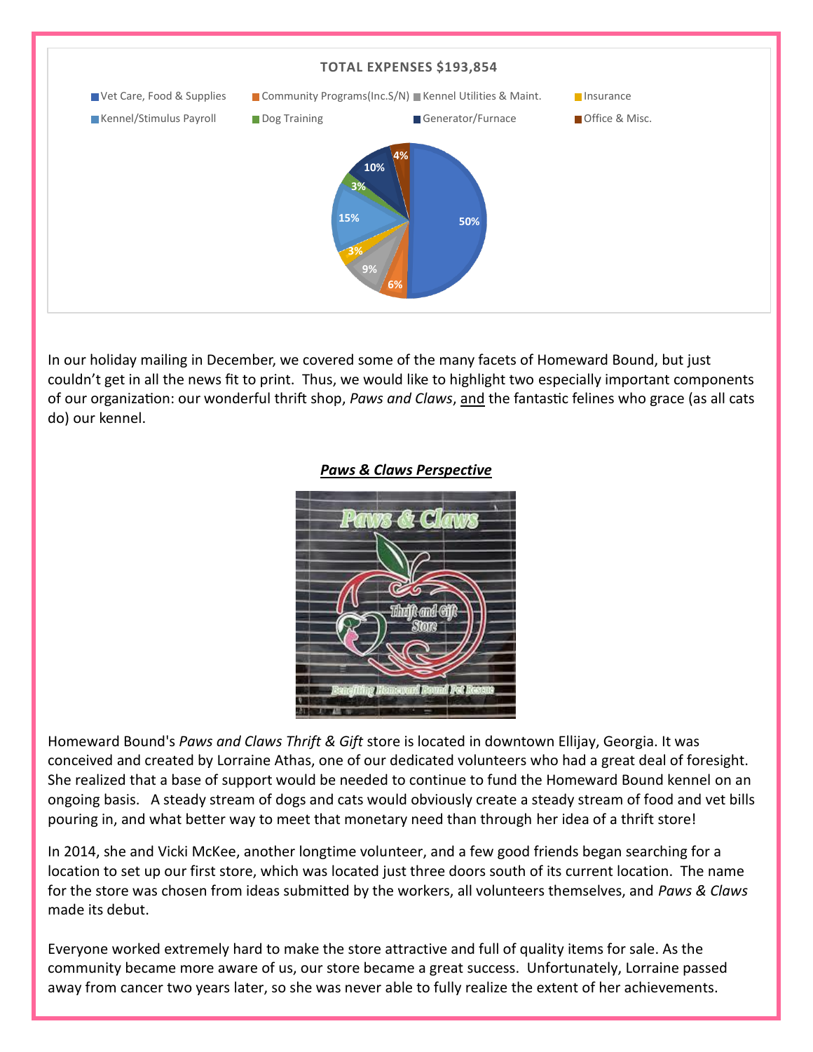**TOTAL EXPENSES $193,854**

| Category | Percentage |
| --- | --- |
| Vet Care, Food & Supplies | 50% |
| Community Programs(Inc.S/N) | 6% |
| Kennel Utilities & Maint. | 9% |
| Insurance | 3% |
| Kennel/Stimulus Payroll | 15% |
| Dog Training | 3% |
| Generator/Furnace | 10% |
| Office & Misc. | 4% |

In our holiday mailing in December, we covered some of the many facets of Homeward Bound, but just couldn't get in all the news fit to print. Thus, we would like to highlight two especially important components of our organization: our wonderful thrift shop, *Paws and Claws*, <u>and</u> the fantastic felines who grace (as all cats do) our kennel.

## ***<u>Paws & Claws Perspective</u>***

Homeward Bound's *Paws and Claws Thrift & Gift* store is located in downtown Ellijay, Georgia. It was conceived and created by Lorraine Athas, one of our dedicated volunteers who had a great deal of foresight. She realized that a base of support would be needed to continue to fund the Homeward Bound kennel on an ongoing basis. A steady stream of dogs and cats would obviously create a steady stream of food and vet bills pouring in, and what better way to meet that monetary need than through her idea of a thrift store!

In 2014, she and Vicki McKee, another longtime volunteer, and a few good friends began searching for a location to set up our first store, which was located just three doors south of its current location. The name for the store was chosen from ideas submitted by the workers, all volunteers themselves, and *Paws & Claws* made its debut.

Everyone worked extremely hard to make the store attractive and full of quality items for sale. As the community became more aware of us, our store became a great success. Unfortunately, Lorraine passed away from cancer two years later, so she was never able to fully realize the extent of her achievements.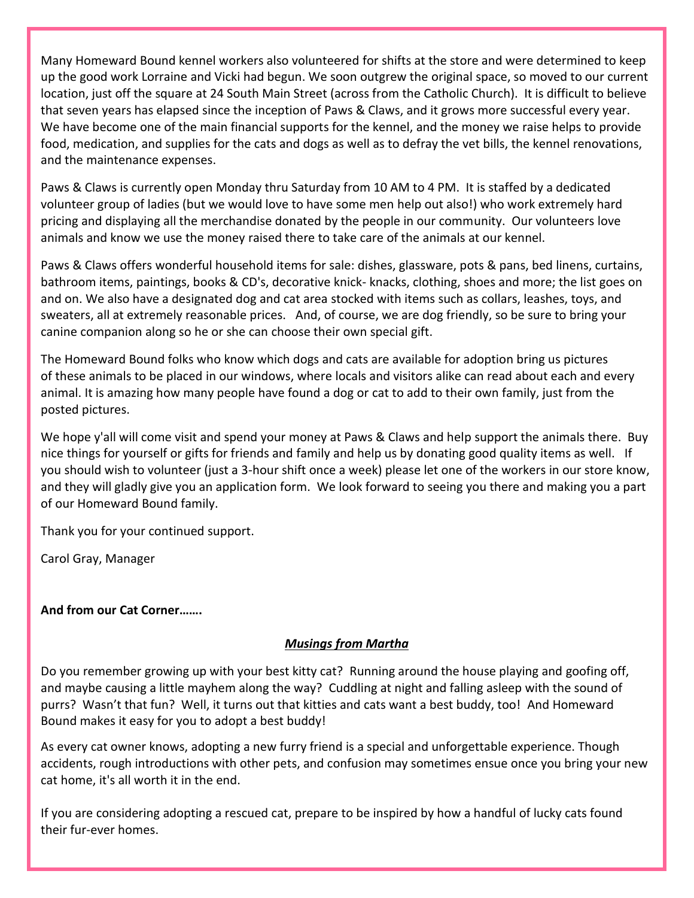Many Homeward Bound kennel workers also volunteered for shifts at the store and were determined to keep up the good work Lorraine and Vicki had begun. We soon outgrew the original space, so moved to our current location, just off the square at 24 South Main Street (across from the Catholic Church). It is difficult to believe that seven years has elapsed since the inception of Paws & Claws, and it grows more successful every year. We have become one of the main financial supports for the kennel, and the money we raise helps to provide food, medication, and supplies for the cats and dogs as well as to defray the vet bills, the kennel renovations, and the maintenance expenses.

Paws & Claws is currently open Monday thru Saturday from 10 AM to 4 PM. It is staffed by a dedicated volunteer group of ladies (but we would love to have some men help out also!) who work extremely hard pricing and displaying all the merchandise donated by the people in our community. Our volunteers love animals and know we use the money raised there to take care of the animals at our kennel.

Paws & Claws offers wonderful household items for sale: dishes, glassware, pots & pans, bed linens, curtains, bathroom items, paintings, books & CD's, decorative knick- knacks, clothing, shoes and more; the list goes on and on. We also have a designated dog and cat area stocked with items such as collars, leashes, toys, and sweaters, all at extremely reasonable prices. And, of course, we are dog friendly, so be sure to bring your canine companion along so he or she can choose their own special gift.

The Homeward Bound folks who know which dogs and cats are available for adoption bring us pictures of these animals to be placed in our windows, where locals and visitors alike can read about each and every animal. It is amazing how many people have found a dog or cat to add to their own family, just from the posted pictures.

We hope y'all will come visit and spend your money at Paws & Claws and help support the animals there. Buy nice things for yourself or gifts for friends and family and help us by donating good quality items as well. If you should wish to volunteer (just a 3-hour shift once a week) please let one of the workers in our store know, and they will gladly give you an application form. We look forward to seeing you there and making you a part of our Homeward Bound family.

Thank you for your continued support.

Carol Gray, Manager

**And from our Cat Corner…….**

***Musings from Martha***

Do you remember growing up with your best kitty cat? Running around the house playing and goofing off, and maybe causing a little mayhem along the way? Cuddling at night and falling asleep with the sound of purrs? Wasn't that fun? Well, it turns out that kitties and cats want a best buddy, too! And Homeward Bound makes it easy for you to adopt a best buddy!

As every cat owner knows, adopting a new furry friend is a special and unforgettable experience. Though accidents, rough introductions with other pets, and confusion may sometimes ensue once you bring your new cat home, it's all worth it in the end.

If you are considering adopting a rescued cat, prepare to be inspired by how a handful of lucky cats found their fur-ever homes.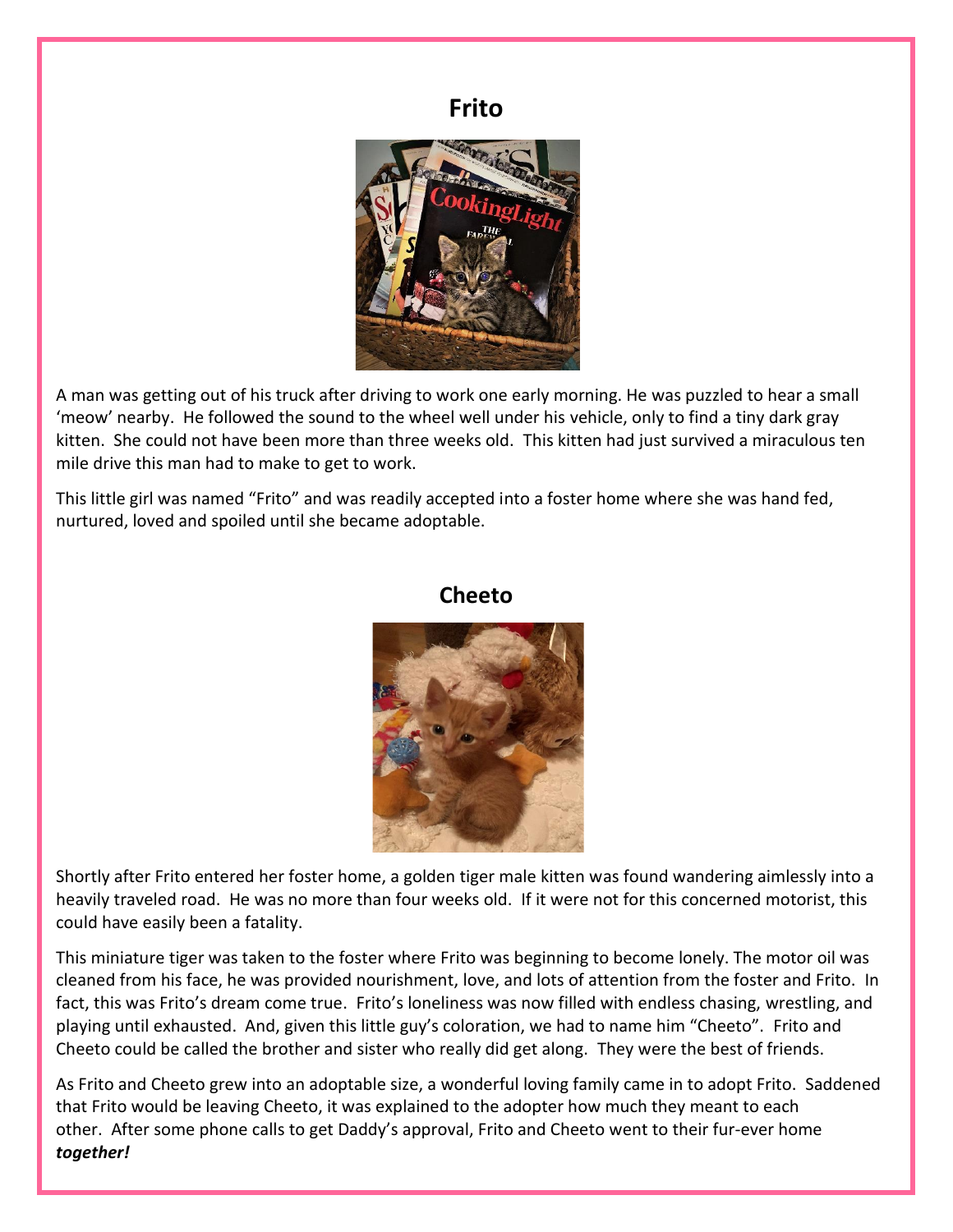## Frito

A man was getting out of his truck after driving to work one early morning. He was puzzled to hear a small 'meow' nearby. He followed the sound to the wheel well under his vehicle, only to find a tiny dark gray kitten. She could not have been more than three weeks old. This kitten had just survived a miraculous ten mile drive this man had to make to get to work.

This little girl was named "Frito" and was readily accepted into a foster home where she was hand fed, nurtured, loved and spoiled until she became adoptable.

## Cheeto

Shortly after Frito entered her foster home, a golden tiger male kitten was found wandering aimlessly into a heavily traveled road. He was no more than four weeks old. If it were not for this concerned motorist, this could have easily been a fatality.

This miniature tiger was taken to the foster where Frito was beginning to become lonely. The motor oil was cleaned from his face, he was provided nourishment, love, and lots of attention from the foster and Frito. In fact, this was Frito's dream come true. Frito's loneliness was now filled with endless chasing, wrestling, and playing until exhausted. And, given this little guy's coloration, we had to name him "Cheeto". Frito and Cheeto could be called the brother and sister who really did get along. They were the best of friends.

As Frito and Cheeto grew into an adoptable size, a wonderful loving family came in to adopt Frito. Saddened that Frito would be leaving Cheeto, it was explained to the adopter how much they meant to each other. After some phone calls to get Daddy's approval, Frito and Cheeto went to their fur-ever home ***together!***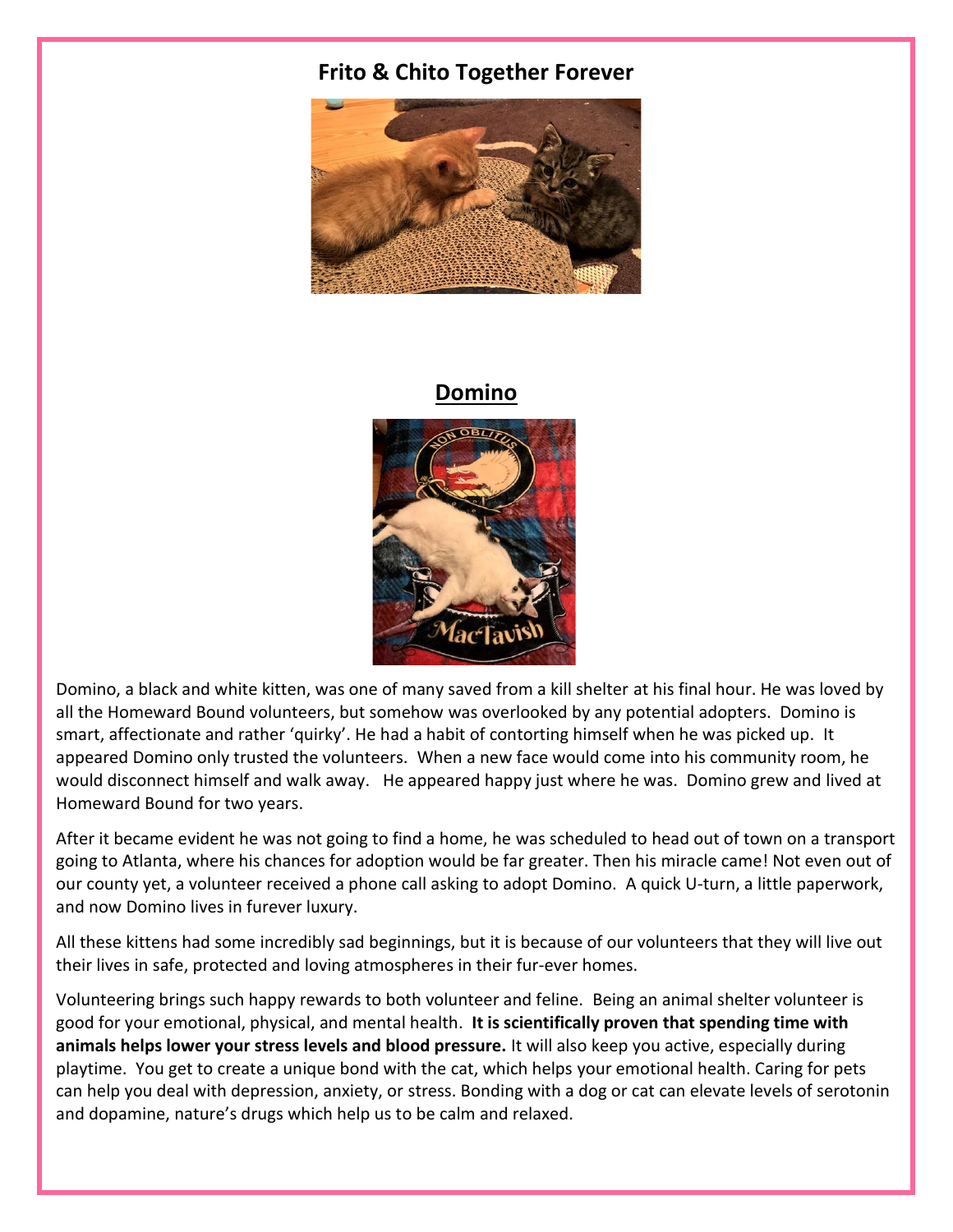## Frito & Chito Together Forever

## Domino

Domino, a black and white kitten, was one of many saved from a kill shelter at his final hour. He was loved by all the Homeward Bound volunteers, but somehow was overlooked by any potential adopters. Domino is smart, affectionate and rather 'quirky'. He had a habit of contorting himself when he was picked up. It appeared Domino only trusted the volunteers. When a new face would come into his community room, he would disconnect himself and walk away. He appeared happy just where he was. Domino grew and lived at Homeward Bound for two years.

After it became evident he was not going to find a home, he was scheduled to head out of town on a transport going to Atlanta, where his chances for adoption would be far greater. Then his miracle came! Not even out of our county yet, a volunteer received a phone call asking to adopt Domino. A quick U-turn, a little paperwork, and now Domino lives in furever luxury.

All these kittens had some incredibly sad beginnings, but it is because of our volunteers that they will live out their lives in safe, protected and loving atmospheres in their fur-ever homes.

Volunteering brings such happy rewards to both volunteer and feline. Being an animal shelter volunteer is good for your emotional, physical, and mental health. **It is scientifically proven that spending time with animals helps lower your stress levels and blood pressure.** It will also keep you active, especially during playtime. You get to create a unique bond with the cat, which helps your emotional health. Caring for pets can help you deal with depression, anxiety, or stress. Bonding with a dog or cat can elevate levels of serotonin and dopamine, nature's drugs which help us to be calm and relaxed.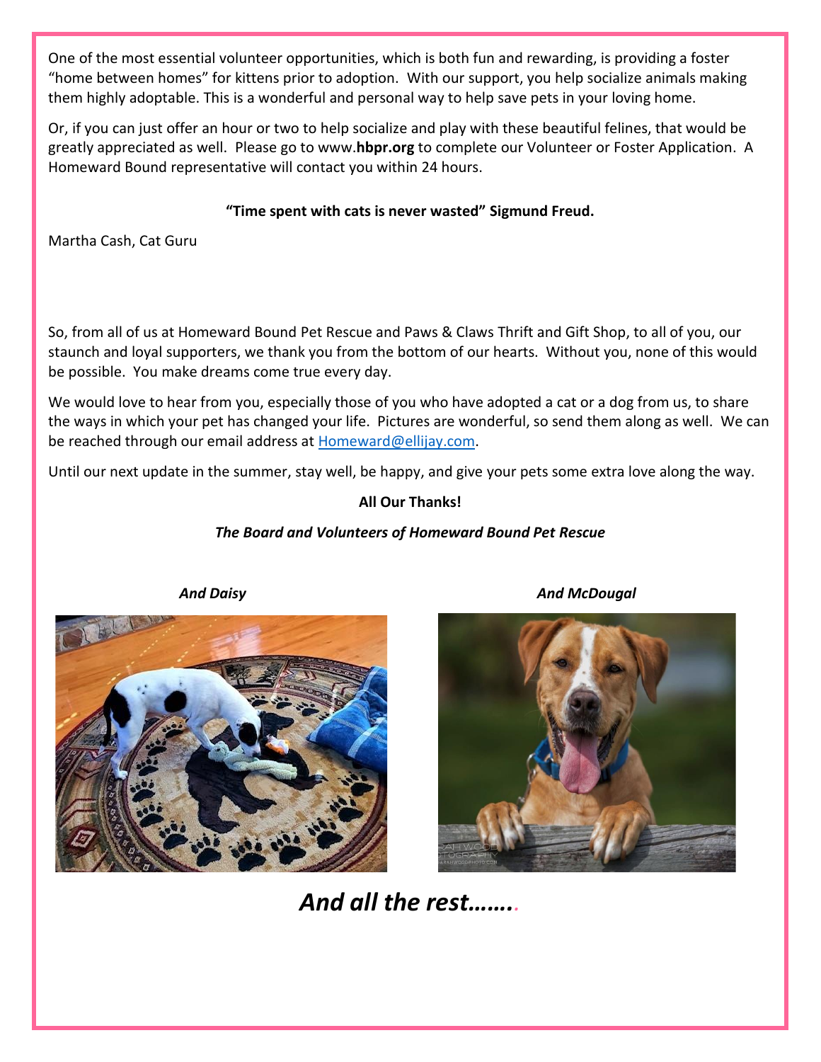One of the most essential volunteer opportunities, which is both fun and rewarding, is providing a foster "home between homes" for kittens prior to adoption. With our support, you help socialize animals making them highly adoptable. This is a wonderful and personal way to help save pets in your loving home.

Or, if you can just offer an hour or two to help socialize and play with these beautiful felines, that would be greatly appreciated as well. Please go to www.**hbpr.org** to complete our Volunteer or Foster Application. A Homeward Bound representative will contact you within 24 hours.

**"Time spent with cats is never wasted" Sigmund Freud.**

Martha Cash, Cat Guru

So, from all of us at Homeward Bound Pet Rescue and Paws & Claws Thrift and Gift Shop, to all of you, our staunch and loyal supporters, we thank you from the bottom of our hearts. Without you, none of this would be possible. You make dreams come true every day.

We would love to hear from you, especially those of you who have adopted a cat or a dog from us, to share the ways in which your pet has changed your life. Pictures are wonderful, so send them along as well. We can be reached through our email address at Homeward@ellijay.com.

Until our next update in the summer, stay well, be happy, and give your pets some extra love along the way.

**All Our Thanks!**

***The Board and Volunteers of Homeward Bound Pet Rescue***

***And Daisy***

***And McDougal***

## *And all the rest…….*